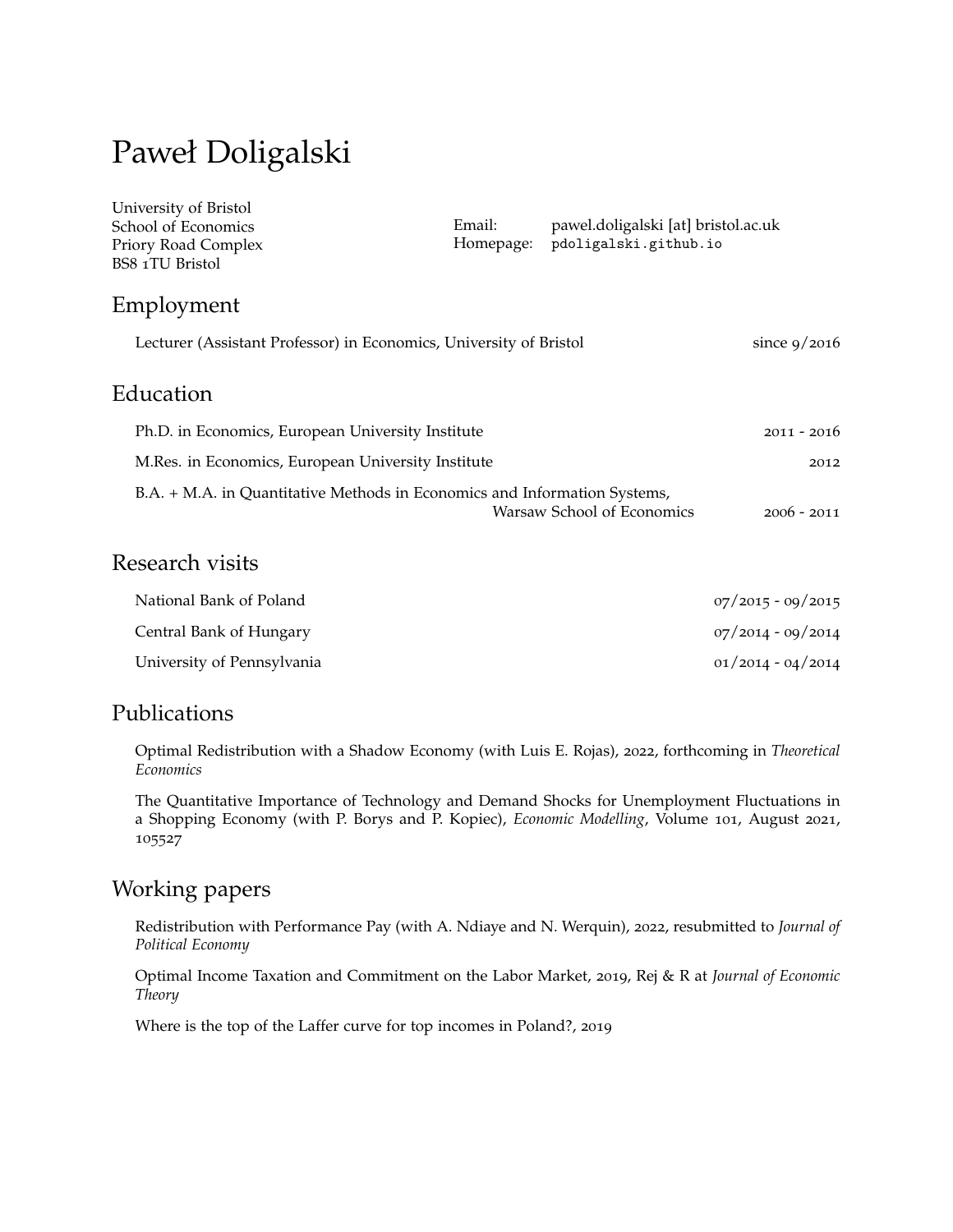# Paweł Doligalski

University of Bristol
School of Economics
Priory Road Complex
BS8 1TU Bristol

Email: pawel.doligalski [at] bristol.ac.uk
Homepage: pdoligalski.github.io

## Employment

Lecturer (Assistant Professor) in Economics, University of Bristol — since 9/2016

## Education

Ph.D. in Economics, European University Institute — 2011 - 2016

M.Res. in Economics, European University Institute — 2012

B.A. + M.A. in Quantitative Methods in Economics and Information Systems, Warsaw School of Economics — 2006 - 2011

## Research visits

National Bank of Poland — 07/2015 - 09/2015

Central Bank of Hungary — 07/2014 - 09/2014

University of Pennsylvania — 01/2014 - 04/2014

## Publications

Optimal Redistribution with a Shadow Economy (with Luis E. Rojas), 2022, forthcoming in *Theoretical Economics*

The Quantitative Importance of Technology and Demand Shocks for Unemployment Fluctuations in a Shopping Economy (with P. Borys and P. Kopiec), *Economic Modelling*, Volume 101, August 2021, 105527

## Working papers

Redistribution with Performance Pay (with A. Ndiaye and N. Werquin), 2022, resubmitted to *Journal of Political Economy*

Optimal Income Taxation and Commitment on the Labor Market, 2019, Rej & R at *Journal of Economic Theory*

Where is the top of the Laffer curve for top incomes in Poland?, 2019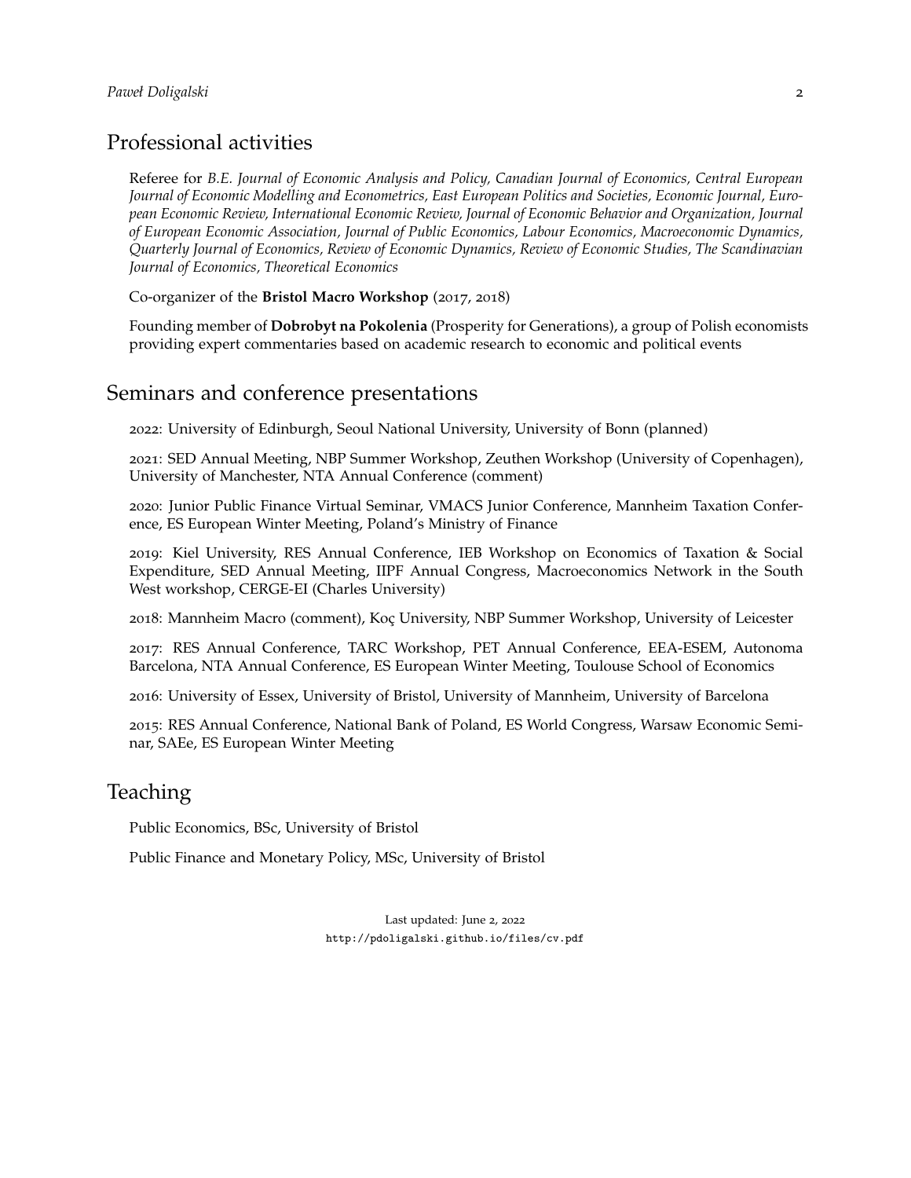## Professional activities

Referee for *B.E. Journal of Economic Analysis and Policy, Canadian Journal of Economics, Central European Journal of Economic Modelling and Econometrics, East European Politics and Societies, Economic Journal, European Economic Review, International Economic Review, Journal of Economic Behavior and Organization, Journal of European Economic Association, Journal of Public Economics, Labour Economics, Macroeconomic Dynamics, Quarterly Journal of Economics, Review of Economic Dynamics, Review of Economic Studies, The Scandinavian Journal of Economics, Theoretical Economics*

Co-organizer of the **Bristol Macro Workshop** (2017, 2018)

Founding member of **Dobrobyt na Pokolenia** (Prosperity for Generations), a group of Polish economists providing expert commentaries based on academic research to economic and political events

## Seminars and conference presentations

2022: University of Edinburgh, Seoul National University, University of Bonn (planned)

2021: SED Annual Meeting, NBP Summer Workshop, Zeuthen Workshop (University of Copenhagen), University of Manchester, NTA Annual Conference (comment)

2020: Junior Public Finance Virtual Seminar, VMACS Junior Conference, Mannheim Taxation Conference, ES European Winter Meeting, Poland's Ministry of Finance

2019: Kiel University, RES Annual Conference, IEB Workshop on Economics of Taxation & Social Expenditure, SED Annual Meeting, IIPF Annual Congress, Macroeconomics Network in the South West workshop, CERGE-EI (Charles University)

2018: Mannheim Macro (comment), Koç University, NBP Summer Workshop, University of Leicester

2017: RES Annual Conference, TARC Workshop, PET Annual Conference, EEA-ESEM, Autonoma Barcelona, NTA Annual Conference, ES European Winter Meeting, Toulouse School of Economics

2016: University of Essex, University of Bristol, University of Mannheim, University of Barcelona

2015: RES Annual Conference, National Bank of Poland, ES World Congress, Warsaw Economic Seminar, SAEe, ES European Winter Meeting

## Teaching

Public Economics, BSc, University of Bristol

Public Finance and Monetary Policy, MSc, University of Bristol

Last updated: June 2, 2022
http://pdoligalski.github.io/files/cv.pdf